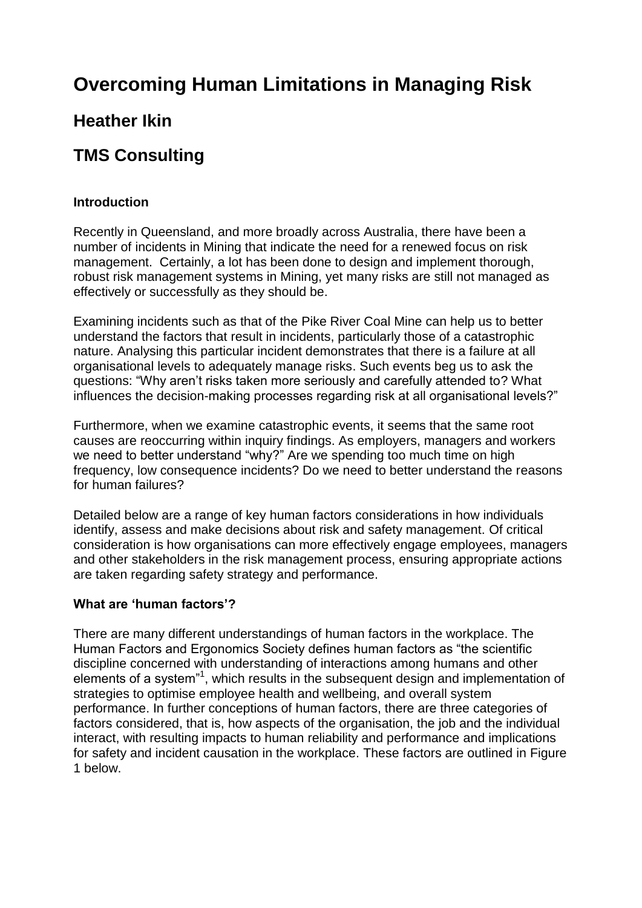# Overcoming Human Limitations in Managing Risk

## Heather Ikin

## TMS Consulting

### Introduction

Recently in Queensland, and more broadly across Australia, there have been a number of incidents in Mining that indicate the need for a renewed focus on risk management. Certainly, a lot has been done to design and implement thorough, robust risk management systems in Mining, yet many risks are still not managed as effectively or successfully as they should be.

Examining incidents such as that of the Pike River Coal Mine can help us to better understand the factors that result in incidents, particularly those of a catastrophic nature. Analysing this particular incident demonstrates that there is a failure at all organisational levels to adequately manage risks. Such events beg us to ask the questions: "Why aren't risks taken more seriously and carefully attended to? What influences the decision-making processes regarding risk at all organisational levels?"

Furthermore, when we examine catastrophic events, it seems that the same root causes are reoccurring within inquiry findings. As employers, managers and workers we need to better understand "why?" Are we spending too much time on high frequency, low consequence incidents? Do we need to better understand the reasons for human failures?

Detailed below are a range of key human factors considerations in how individuals identify, assess and make decisions about risk and safety management. Of critical consideration is how organisations can more effectively engage employees, managers and other stakeholders in the risk management process, ensuring appropriate actions are taken regarding safety strategy and performance.

### What are 'human factors'?

There are many different understandings of human factors in the workplace. The Human Factors and Ergonomics Society defines human factors as "the scientific discipline concerned with understanding of interactions among humans and other elements of a system"[1], which results in the subsequent design and implementation of strategies to optimise employee health and wellbeing, and overall system performance. In further conceptions of human factors, there are three categories of factors considered, that is, how aspects of the organisation, the job and the individual interact, with resulting impacts to human reliability and performance and implications for safety and incident causation in the workplace. These factors are outlined in Figure 1 below.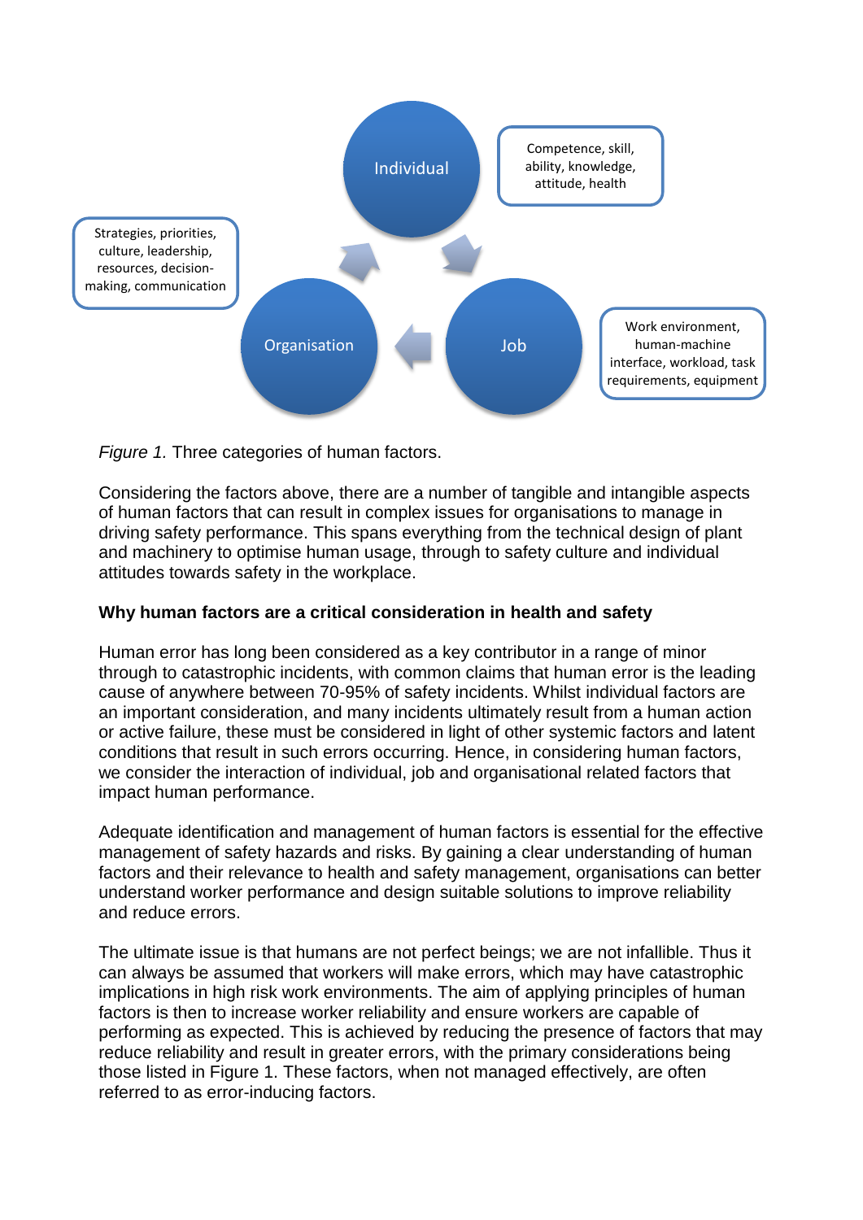- Individual: Competence, skill, ability, knowledge, attitude, health
- Job: Work environment, human-machine interface, workload, task requirements, equipment
- Organisation: Strategies, priorities, culture, leadership, resources, decision-making, communication

*Figure 1.* Three categories of human factors.

Considering the factors above, there are a number of tangible and intangible aspects of human factors that can result in complex issues for organisations to manage in driving safety performance. This spans everything from the technical design of plant and machinery to optimise human usage, through to safety culture and individual attitudes towards safety in the workplace.

**Why human factors are a critical consideration in health and safety**

Human error has long been considered as a key contributor in a range of minor through to catastrophic incidents, with common claims that human error is the leading cause of anywhere between 70-95% of safety incidents. Whilst individual factors are an important consideration, and many incidents ultimately result from a human action or active failure, these must be considered in light of other systemic factors and latent conditions that result in such errors occurring. Hence, in considering human factors, we consider the interaction of individual, job and organisational related factors that impact human performance.

Adequate identification and management of human factors is essential for the effective management of safety hazards and risks. By gaining a clear understanding of human factors and their relevance to health and safety management, organisations can better understand worker performance and design suitable solutions to improve reliability and reduce errors.

The ultimate issue is that humans are not perfect beings; we are not infallible. Thus it can always be assumed that workers will make errors, which may have catastrophic implications in high risk work environments. The aim of applying principles of human factors is then to increase worker reliability and ensure workers are capable of performing as expected. This is achieved by reducing the presence of factors that may reduce reliability and result in greater errors, with the primary considerations being those listed in Figure 1. These factors, when not managed effectively, are often referred to as error-inducing factors.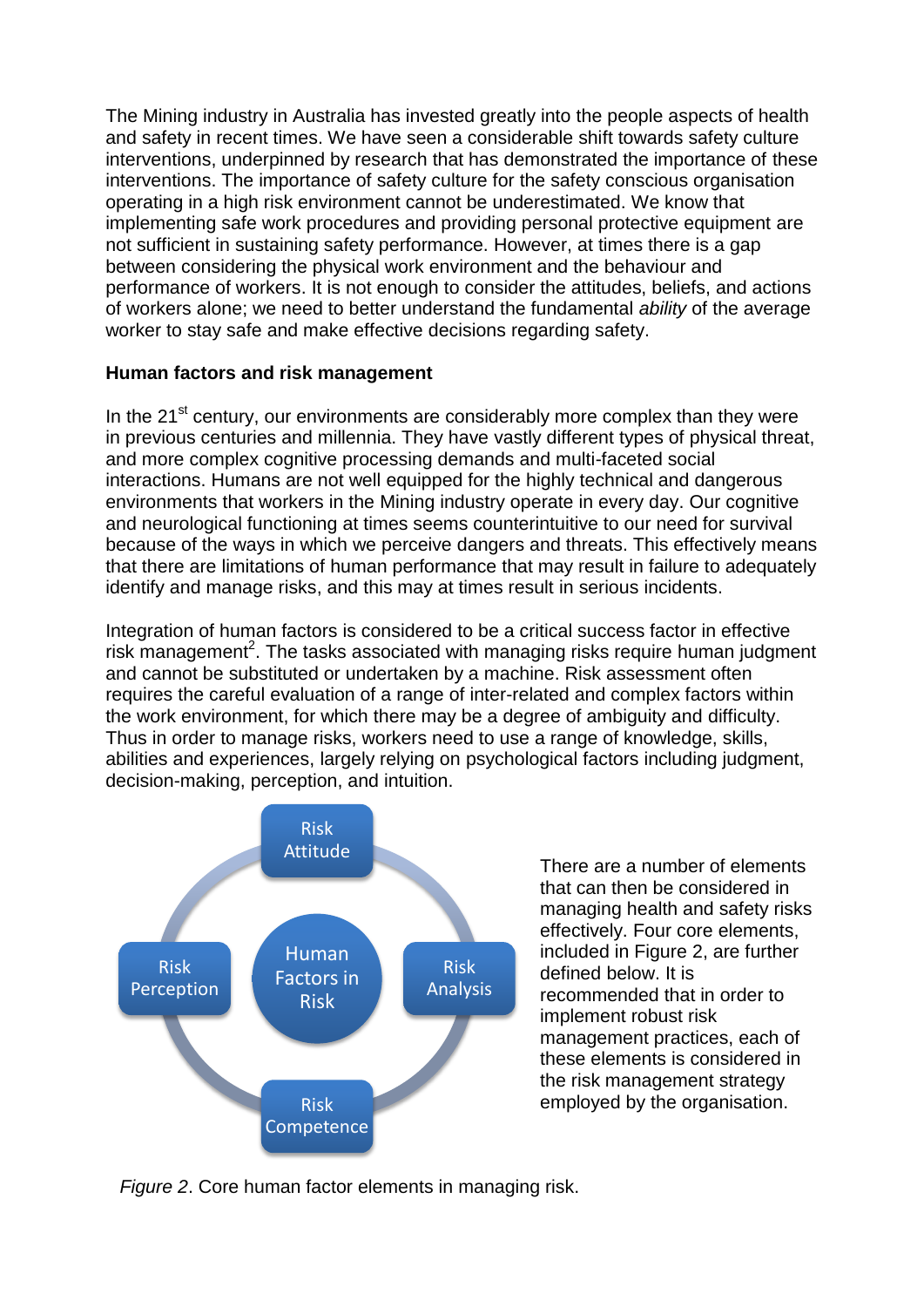The Mining industry in Australia has invested greatly into the people aspects of health and safety in recent times. We have seen a considerable shift towards safety culture interventions, underpinned by research that has demonstrated the importance of these interventions. The importance of safety culture for the safety conscious organisation operating in a high risk environment cannot be underestimated. We know that implementing safe work procedures and providing personal protective equipment are not sufficient in sustaining safety performance. However, at times there is a gap between considering the physical work environment and the behaviour and performance of workers. It is not enough to consider the attitudes, beliefs, and actions of workers alone; we need to better understand the fundamental *ability* of the average worker to stay safe and make effective decisions regarding safety.

**Human factors and risk management**

In the 21st century, our environments are considerably more complex than they were in previous centuries and millennia. They have vastly different types of physical threat, and more complex cognitive processing demands and multi-faceted social interactions. Humans are not well equipped for the highly technical and dangerous environments that workers in the Mining industry operate in every day. Our cognitive and neurological functioning at times seems counterintuitive to our need for survival because of the ways in which we perceive dangers and threats. This effectively means that there are limitations of human performance that may result in failure to adequately identify and manage risks, and this may at times result in serious incidents.

Integration of human factors is considered to be a critical success factor in effective risk management[2]. The tasks associated with managing risks require human judgment and cannot be substituted or undertaken by a machine. Risk assessment often requires the careful evaluation of a range of inter-related and complex factors within the work environment, for which there may be a degree of ambiguity and difficulty. Thus in order to manage risks, workers need to use a range of knowledge, skills, abilities and experiences, largely relying on psychological factors including judgment, decision-making, perception, and intuition.

Risk Attitude

Risk Perception

Human Factors in Risk

Risk Analysis

Risk Competence

*Figure 2*. Core human factor elements in managing risk.

There are a number of elements that can then be considered in managing health and safety risks effectively. Four core elements, included in Figure 2, are further defined below. It is recommended that in order to implement robust risk management practices, each of these elements is considered in the risk management strategy employed by the organisation.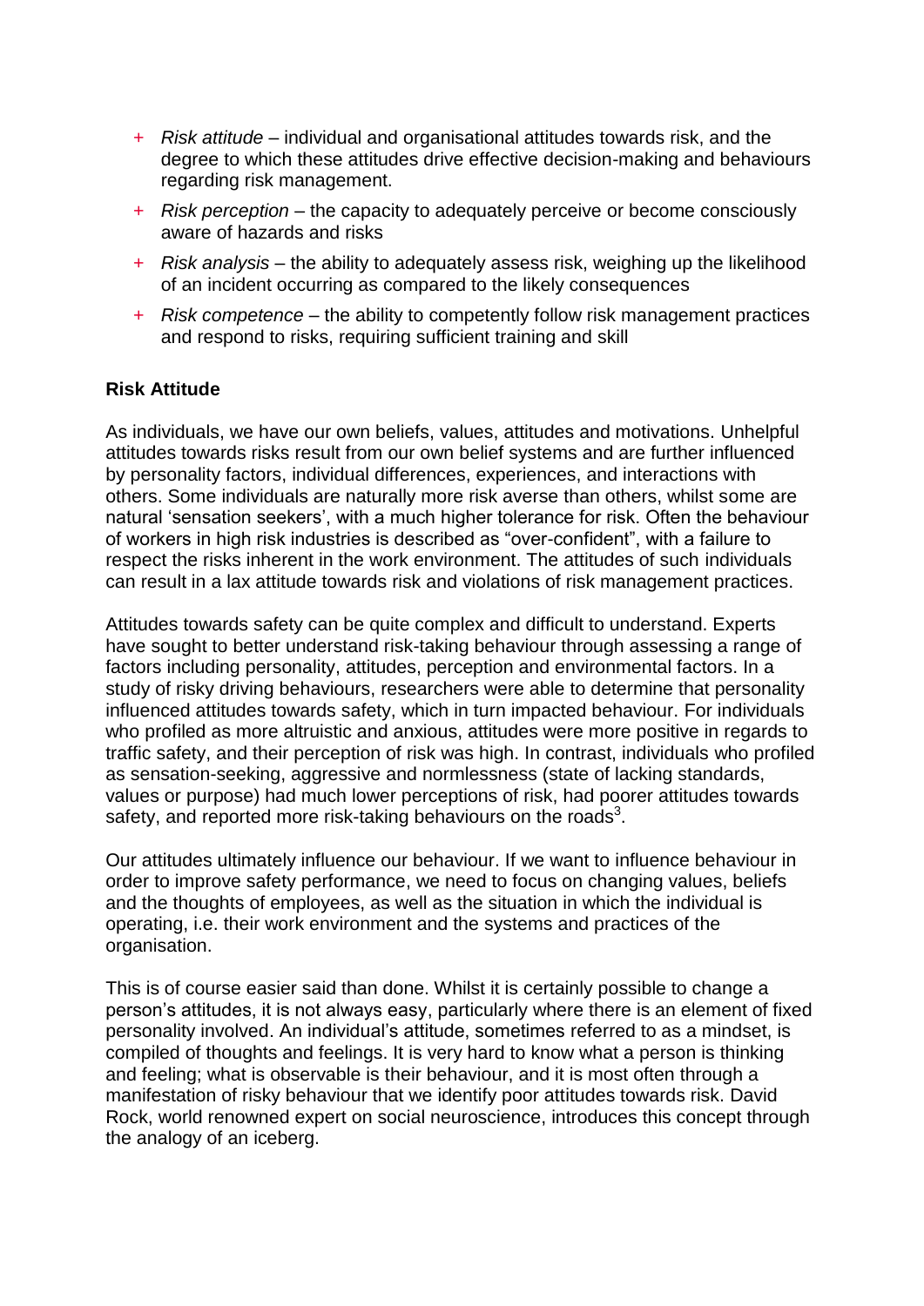- *Risk attitude* – individual and organisational attitudes towards risk, and the degree to which these attitudes drive effective decision-making and behaviours regarding risk management.
- *Risk perception* – the capacity to adequately perceive or become consciously aware of hazards and risks
- *Risk analysis* – the ability to adequately assess risk, weighing up the likelihood of an incident occurring as compared to the likely consequences
- *Risk competence* – the ability to competently follow risk management practices and respond to risks, requiring sufficient training and skill

**Risk Attitude**

As individuals, we have our own beliefs, values, attitudes and motivations. Unhelpful attitudes towards risks result from our own belief systems and are further influenced by personality factors, individual differences, experiences, and interactions with others. Some individuals are naturally more risk averse than others, whilst some are natural 'sensation seekers', with a much higher tolerance for risk. Often the behaviour of workers in high risk industries is described as "over-confident", with a failure to respect the risks inherent in the work environment. The attitudes of such individuals can result in a lax attitude towards risk and violations of risk management practices.

Attitudes towards safety can be quite complex and difficult to understand. Experts have sought to better understand risk-taking behaviour through assessing a range of factors including personality, attitudes, perception and environmental factors. In a study of risky driving behaviours, researchers were able to determine that personality influenced attitudes towards safety, which in turn impacted behaviour. For individuals who profiled as more altruistic and anxious, attitudes were more positive in regards to traffic safety, and their perception of risk was high. In contrast, individuals who profiled as sensation-seeking, aggressive and normlessness (state of lacking standards, values or purpose) had much lower perceptions of risk, had poorer attitudes towards safety, and reported more risk-taking behaviours on the roads[3].

Our attitudes ultimately influence our behaviour. If we want to influence behaviour in order to improve safety performance, we need to focus on changing values, beliefs and the thoughts of employees, as well as the situation in which the individual is operating, i.e. their work environment and the systems and practices of the organisation.

This is of course easier said than done. Whilst it is certainly possible to change a person's attitudes, it is not always easy, particularly where there is an element of fixed personality involved. An individual's attitude, sometimes referred to as a mindset, is compiled of thoughts and feelings. It is very hard to know what a person is thinking and feeling; what is observable is their behaviour, and it is most often through a manifestation of risky behaviour that we identify poor attitudes towards risk. David Rock, world renowned expert on social neuroscience, introduces this concept through the analogy of an iceberg.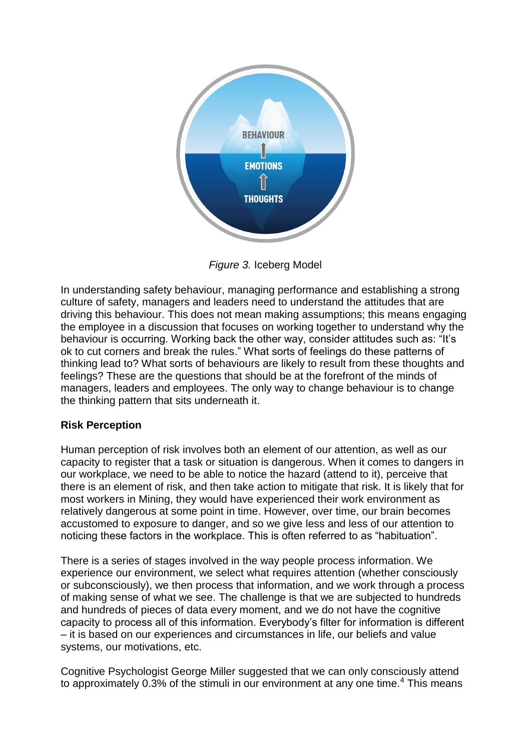BEHAVIOUR

EMOTIONS

THOUGHTS

*Figure 3.* Iceberg Model

In understanding safety behaviour, managing performance and establishing a strong culture of safety, managers and leaders need to understand the attitudes that are driving this behaviour. This does not mean making assumptions; this means engaging the employee in a discussion that focuses on working together to understand why the behaviour is occurring. Working back the other way, consider attitudes such as: “It’s ok to cut corners and break the rules.” What sorts of feelings do these patterns of thinking lead to? What sorts of behaviours are likely to result from these thoughts and feelings? These are the questions that should be at the forefront of the minds of managers, leaders and employees. The only way to change behaviour is to change the thinking pattern that sits underneath it.

**Risk Perception**

Human perception of risk involves both an element of our attention, as well as our capacity to register that a task or situation is dangerous. When it comes to dangers in our workplace, we need to be able to notice the hazard (attend to it), perceive that there is an element of risk, and then take action to mitigate that risk. It is likely that for most workers in Mining, they would have experienced their work environment as relatively dangerous at some point in time. However, over time, our brain becomes accustomed to exposure to danger, and so we give less and less of our attention to noticing these factors in the workplace. This is often referred to as “habituation”.

There is a series of stages involved in the way people process information. We experience our environment, we select what requires attention (whether consciously or subconsciously), we then process that information, and we work through a process of making sense of what we see. The challenge is that we are subjected to hundreds and hundreds of pieces of data every moment, and we do not have the cognitive capacity to process all of this information. Everybody’s filter for information is different – it is based on our experiences and circumstances in life, our beliefs and value systems, our motivations, etc.

Cognitive Psychologist George Miller suggested that we can only consciously attend to approximately 0.3% of the stimuli in our environment at any one time.[4] This means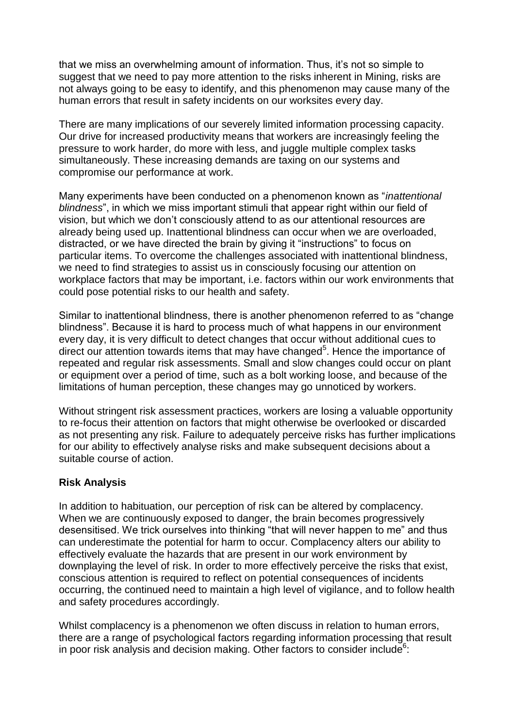that we miss an overwhelming amount of information. Thus, it's not so simple to suggest that we need to pay more attention to the risks inherent in Mining, risks are not always going to be easy to identify, and this phenomenon may cause many of the human errors that result in safety incidents on our worksites every day.

There are many implications of our severely limited information processing capacity. Our drive for increased productivity means that workers are increasingly feeling the pressure to work harder, do more with less, and juggle multiple complex tasks simultaneously. These increasing demands are taxing on our systems and compromise our performance at work.

Many experiments have been conducted on a phenomenon known as "*inattentional blindness*", in which we miss important stimuli that appear right within our field of vision, but which we don't consciously attend to as our attentional resources are already being used up. Inattentional blindness can occur when we are overloaded, distracted, or we have directed the brain by giving it "instructions" to focus on particular items. To overcome the challenges associated with inattentional blindness, we need to find strategies to assist us in consciously focusing our attention on workplace factors that may be important, i.e. factors within our work environments that could pose potential risks to our health and safety.

Similar to inattentional blindness, there is another phenomenon referred to as "change blindness". Because it is hard to process much of what happens in our environment every day, it is very difficult to detect changes that occur without additional cues to direct our attention towards items that may have changed[5]. Hence the importance of repeated and regular risk assessments. Small and slow changes could occur on plant or equipment over a period of time, such as a bolt working loose, and because of the limitations of human perception, these changes may go unnoticed by workers.

Without stringent risk assessment practices, workers are losing a valuable opportunity to re-focus their attention on factors that might otherwise be overlooked or discarded as not presenting any risk. Failure to adequately perceive risks has further implications for our ability to effectively analyse risks and make subsequent decisions about a suitable course of action.

**Risk Analysis**

In addition to habituation, our perception of risk can be altered by complacency. When we are continuously exposed to danger, the brain becomes progressively desensitised. We trick ourselves into thinking "that will never happen to me" and thus can underestimate the potential for harm to occur. Complacency alters our ability to effectively evaluate the hazards that are present in our work environment by downplaying the level of risk. In order to more effectively perceive the risks that exist, conscious attention is required to reflect on potential consequences of incidents occurring, the continued need to maintain a high level of vigilance, and to follow health and safety procedures accordingly.

Whilst complacency is a phenomenon we often discuss in relation to human errors, there are a range of psychological factors regarding information processing that result in poor risk analysis and decision making. Other factors to consider include[6]: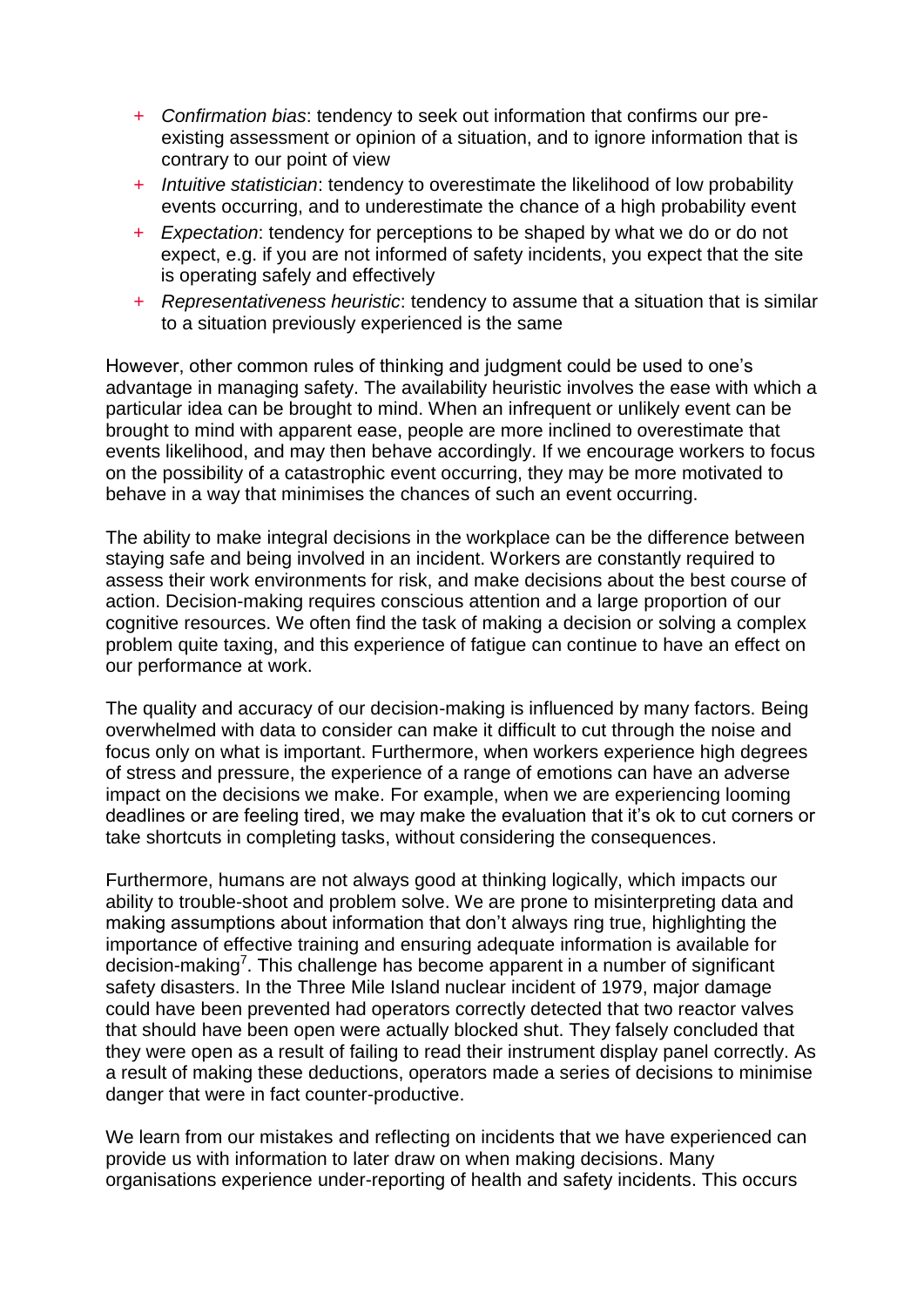- *Confirmation bias*: tendency to seek out information that confirms our pre-existing assessment or opinion of a situation, and to ignore information that is contrary to our point of view
- *Intuitive statistician*: tendency to overestimate the likelihood of low probability events occurring, and to underestimate the chance of a high probability event
- *Expectation*: tendency for perceptions to be shaped by what we do or do not expect, e.g. if you are not informed of safety incidents, you expect that the site is operating safely and effectively
- *Representativeness heuristic*: tendency to assume that a situation that is similar to a situation previously experienced is the same

However, other common rules of thinking and judgment could be used to one's advantage in managing safety. The availability heuristic involves the ease with which a particular idea can be brought to mind. When an infrequent or unlikely event can be brought to mind with apparent ease, people are more inclined to overestimate that events likelihood, and may then behave accordingly. If we encourage workers to focus on the possibility of a catastrophic event occurring, they may be more motivated to behave in a way that minimises the chances of such an event occurring.

The ability to make integral decisions in the workplace can be the difference between staying safe and being involved in an incident. Workers are constantly required to assess their work environments for risk, and make decisions about the best course of action. Decision-making requires conscious attention and a large proportion of our cognitive resources. We often find the task of making a decision or solving a complex problem quite taxing, and this experience of fatigue can continue to have an effect on our performance at work.

The quality and accuracy of our decision-making is influenced by many factors. Being overwhelmed with data to consider can make it difficult to cut through the noise and focus only on what is important. Furthermore, when workers experience high degrees of stress and pressure, the experience of a range of emotions can have an adverse impact on the decisions we make. For example, when we are experiencing looming deadlines or are feeling tired, we may make the evaluation that it's ok to cut corners or take shortcuts in completing tasks, without considering the consequences.

Furthermore, humans are not always good at thinking logically, which impacts our ability to trouble-shoot and problem solve. We are prone to misinterpreting data and making assumptions about information that don't always ring true, highlighting the importance of effective training and ensuring adequate information is available for decision-making[7]. This challenge has become apparent in a number of significant safety disasters. In the Three Mile Island nuclear incident of 1979, major damage could have been prevented had operators correctly detected that two reactor valves that should have been open were actually blocked shut. They falsely concluded that they were open as a result of failing to read their instrument display panel correctly. As a result of making these deductions, operators made a series of decisions to minimise danger that were in fact counter-productive.

We learn from our mistakes and reflecting on incidents that we have experienced can provide us with information to later draw on when making decisions. Many organisations experience under-reporting of health and safety incidents. This occurs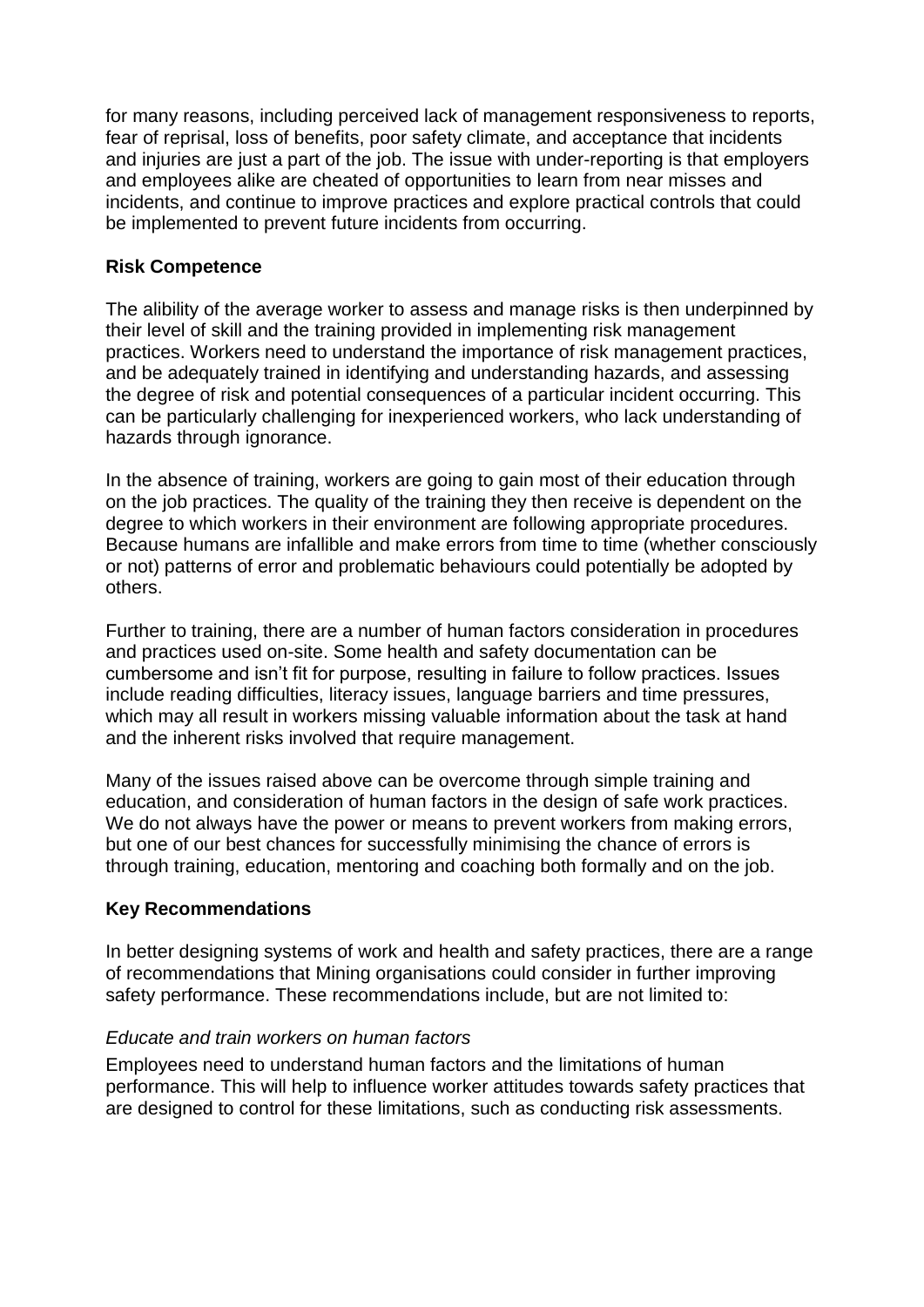for many reasons, including perceived lack of management responsiveness to reports, fear of reprisal, loss of benefits, poor safety climate, and acceptance that incidents and injuries are just a part of the job. The issue with under-reporting is that employers and employees alike are cheated of opportunities to learn from near misses and incidents, and continue to improve practices and explore practical controls that could be implemented to prevent future incidents from occurring.

**Risk Competence**

The alibility of the average worker to assess and manage risks is then underpinned by their level of skill and the training provided in implementing risk management practices. Workers need to understand the importance of risk management practices, and be adequately trained in identifying and understanding hazards, and assessing the degree of risk and potential consequences of a particular incident occurring. This can be particularly challenging for inexperienced workers, who lack understanding of hazards through ignorance.

In the absence of training, workers are going to gain most of their education through on the job practices. The quality of the training they then receive is dependent on the degree to which workers in their environment are following appropriate procedures. Because humans are infallible and make errors from time to time (whether consciously or not) patterns of error and problematic behaviours could potentially be adopted by others.

Further to training, there are a number of human factors consideration in procedures and practices used on-site. Some health and safety documentation can be cumbersome and isn't fit for purpose, resulting in failure to follow practices. Issues include reading difficulties, literacy issues, language barriers and time pressures, which may all result in workers missing valuable information about the task at hand and the inherent risks involved that require management.

Many of the issues raised above can be overcome through simple training and education, and consideration of human factors in the design of safe work practices. We do not always have the power or means to prevent workers from making errors, but one of our best chances for successfully minimising the chance of errors is through training, education, mentoring and coaching both formally and on the job.

**Key Recommendations**

In better designing systems of work and health and safety practices, there are a range of recommendations that Mining organisations could consider in further improving safety performance. These recommendations include, but are not limited to:

*Educate and train workers on human factors*

Employees need to understand human factors and the limitations of human performance. This will help to influence worker attitudes towards safety practices that are designed to control for these limitations, such as conducting risk assessments.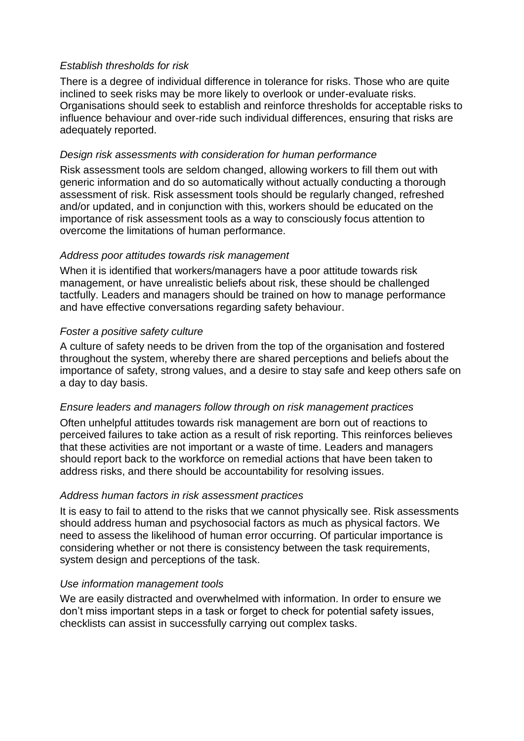*Establish thresholds for risk*

There is a degree of individual difference in tolerance for risks. Those who are quite inclined to seek risks may be more likely to overlook or under-evaluate risks. Organisations should seek to establish and reinforce thresholds for acceptable risks to influence behaviour and over-ride such individual differences, ensuring that risks are adequately reported.

*Design risk assessments with consideration for human performance*

Risk assessment tools are seldom changed, allowing workers to fill them out with generic information and do so automatically without actually conducting a thorough assessment of risk. Risk assessment tools should be regularly changed, refreshed and/or updated, and in conjunction with this, workers should be educated on the importance of risk assessment tools as a way to consciously focus attention to overcome the limitations of human performance.

*Address poor attitudes towards risk management*

When it is identified that workers/managers have a poor attitude towards risk management, or have unrealistic beliefs about risk, these should be challenged tactfully. Leaders and managers should be trained on how to manage performance and have effective conversations regarding safety behaviour.

*Foster a positive safety culture*

A culture of safety needs to be driven from the top of the organisation and fostered throughout the system, whereby there are shared perceptions and beliefs about the importance of safety, strong values, and a desire to stay safe and keep others safe on a day to day basis.

*Ensure leaders and managers follow through on risk management practices*

Often unhelpful attitudes towards risk management are born out of reactions to perceived failures to take action as a result of risk reporting. This reinforces believes that these activities are not important or a waste of time. Leaders and managers should report back to the workforce on remedial actions that have been taken to address risks, and there should be accountability for resolving issues.

*Address human factors in risk assessment practices*

It is easy to fail to attend to the risks that we cannot physically see. Risk assessments should address human and psychosocial factors as much as physical factors. We need to assess the likelihood of human error occurring. Of particular importance is considering whether or not there is consistency between the task requirements, system design and perceptions of the task.

*Use information management tools*

We are easily distracted and overwhelmed with information. In order to ensure we don't miss important steps in a task or forget to check for potential safety issues, checklists can assist in successfully carrying out complex tasks.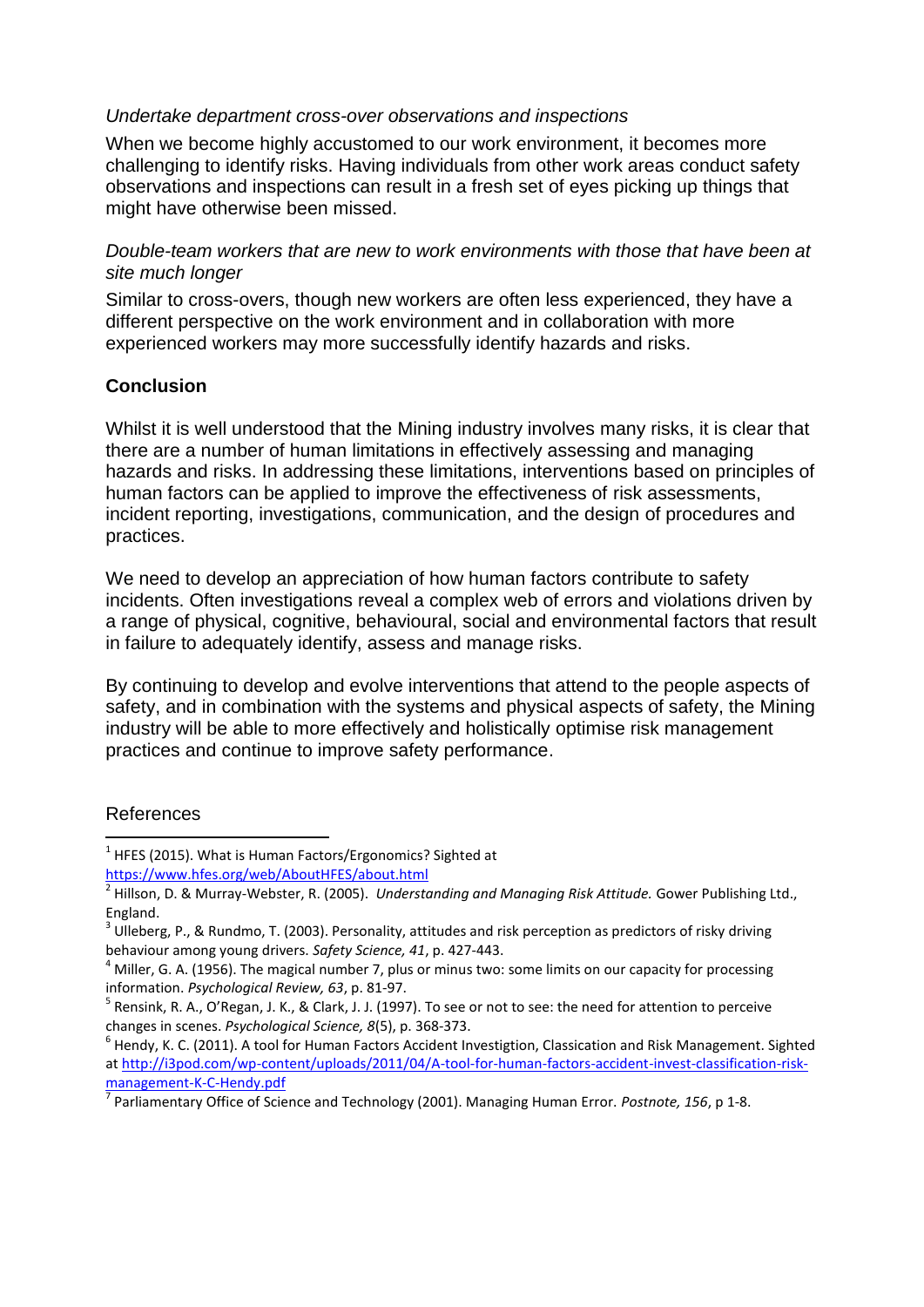*Undertake department cross-over observations and inspections*

When we become highly accustomed to our work environment, it becomes more challenging to identify risks. Having individuals from other work areas conduct safety observations and inspections can result in a fresh set of eyes picking up things that might have otherwise been missed.

*Double-team workers that are new to work environments with those that have been at site much longer*

Similar to cross-overs, though new workers are often less experienced, they have a different perspective on the work environment and in collaboration with more experienced workers may more successfully identify hazards and risks.

## Conclusion

Whilst it is well understood that the Mining industry involves many risks, it is clear that there are a number of human limitations in effectively assessing and managing hazards and risks. In addressing these limitations, interventions based on principles of human factors can be applied to improve the effectiveness of risk assessments, incident reporting, investigations, communication, and the design of procedures and practices.

We need to develop an appreciation of how human factors contribute to safety incidents. Often investigations reveal a complex web of errors and violations driven by a range of physical, cognitive, behavioural, social and environmental factors that result in failure to adequately identify, assess and manage risks.

By continuing to develop and evolve interventions that attend to the people aspects of safety, and in combination with the systems and physical aspects of safety, the Mining industry will be able to more effectively and holistically optimise risk management practices and continue to improve safety performance.

References

[1] HFES (2015). What is Human Factors/Ergonomics? Sighted at https://www.hfes.org/web/AboutHFES/about.html

[2] Hillson, D. & Murray-Webster, R. (2005). *Understanding and Managing Risk Attitude.* Gower Publishing Ltd., England.

[3] Ulleberg, P., & Rundmo, T. (2003). Personality, attitudes and risk perception as predictors of risky driving behaviour among young drivers. *Safety Science, 41*, p. 427-443.

[4] Miller, G. A. (1956). The magical number 7, plus or minus two: some limits on our capacity for processing information. *Psychological Review, 63*, p. 81-97.

[5] Rensink, R. A., O'Regan, J. K., & Clark, J. J. (1997). To see or not to see: the need for attention to perceive changes in scenes. *Psychological Science, 8*(5), p. 368-373.

[6] Hendy, K. C. (2011). A tool for Human Factors Accident Investigtion, Classication and Risk Management. Sighted at http://i3pod.com/wp-content/uploads/2011/04/A-tool-for-human-factors-accident-invest-classification-risk-management-K-C-Hendy.pdf

[7] Parliamentary Office of Science and Technology (2001). Managing Human Error. *Postnote, 156*, p 1-8.